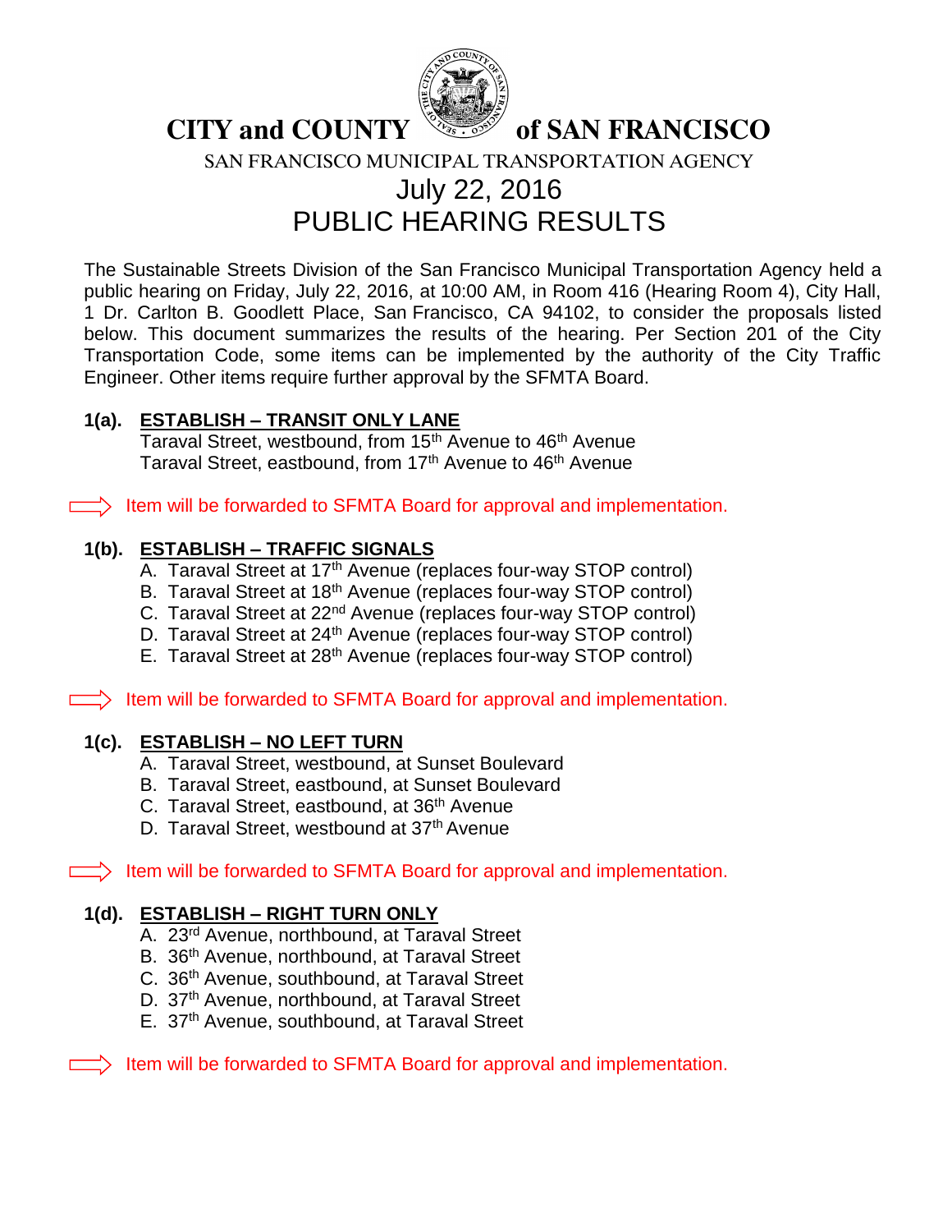# CITY and COUNTY of SAN FRANCISCO

SAN FRANCISCO MUNICIPAL TRANSPORTATION AGENCY

## July 22, 2016

## PUBLIC HEARING RESULTS

The Sustainable Streets Division of the San Francisco Municipal Transportation Agency held a public hearing on Friday, July 22, 2016, at 10:00 AM, in Room 416 (Hearing Room 4), City Hall, 1 Dr. Carlton B. Goodlett Place, San Francisco, CA 94102, to consider the proposals listed below. This document summarizes the results of the hearing. Per Section 201 of the City Transportation Code, some items can be implemented by the authority of the City Traffic Engineer. Other items require further approval by the SFMTA Board.

**1(a).** **ESTABLISH – TRANSIT ONLY LANE**

Taraval Street, westbound, from 15th Avenue to 46th Avenue
Taraval Street, eastbound, from 17th Avenue to 46th Avenue

⟹ Item will be forwarded to SFMTA Board for approval and implementation.

**1(b).** **ESTABLISH – TRAFFIC SIGNALS**

A. Taraval Street at 17th Avenue (replaces four-way STOP control)
B. Taraval Street at 18th Avenue (replaces four-way STOP control)
C. Taraval Street at 22nd Avenue (replaces four-way STOP control)
D. Taraval Street at 24th Avenue (replaces four-way STOP control)
E. Taraval Street at 28th Avenue (replaces four-way STOP control)

⟹ Item will be forwarded to SFMTA Board for approval and implementation.

**1(c).** **ESTABLISH – NO LEFT TURN**

A. Taraval Street, westbound, at Sunset Boulevard
B. Taraval Street, eastbound, at Sunset Boulevard
C. Taraval Street, eastbound, at 36th Avenue
D. Taraval Street, westbound at 37th Avenue

⟹ Item will be forwarded to SFMTA Board for approval and implementation.

**1(d).** **ESTABLISH – RIGHT TURN ONLY**

A. 23rd Avenue, northbound, at Taraval Street
B. 36th Avenue, northbound, at Taraval Street
C. 36th Avenue, southbound, at Taraval Street
D. 37th Avenue, northbound, at Taraval Street
E. 37th Avenue, southbound, at Taraval Street

⟹ Item will be forwarded to SFMTA Board for approval and implementation.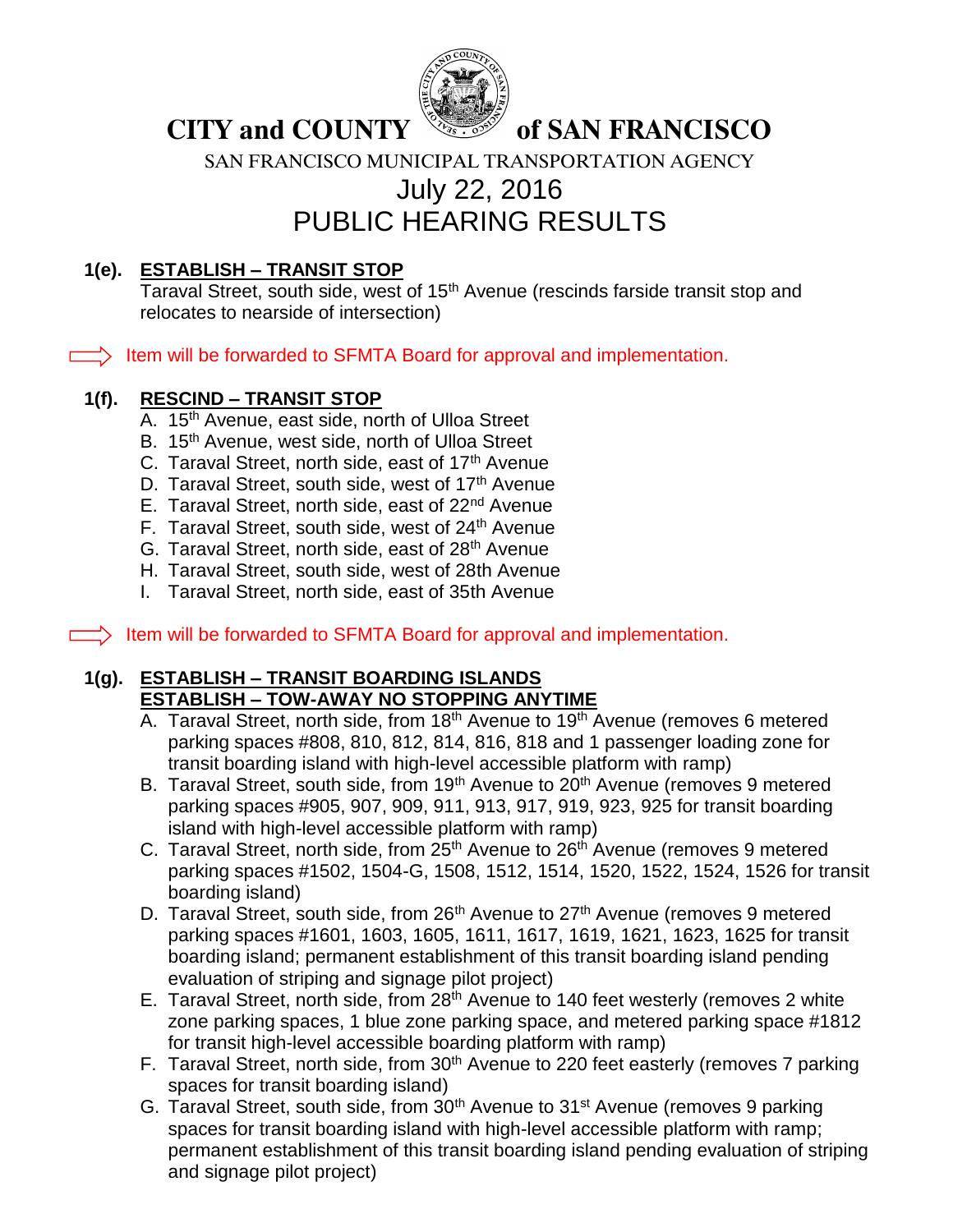# CITY and COUNTY of SAN FRANCISCO

SAN FRANCISCO MUNICIPAL TRANSPORTATION AGENCY

## July 22, 2016
## PUBLIC HEARING RESULTS

**1(e). ESTABLISH – TRANSIT STOP**

Taraval Street, south side, west of 15th Avenue (rescinds farside transit stop and relocates to nearside of intersection)

⇒ Item will be forwarded to SFMTA Board for approval and implementation.

**1(f). RESCIND – TRANSIT STOP**

A. 15th Avenue, east side, north of Ulloa Street
B. 15th Avenue, west side, north of Ulloa Street
C. Taraval Street, north side, east of 17th Avenue
D. Taraval Street, south side, west of 17th Avenue
E. Taraval Street, north side, east of 22nd Avenue
F. Taraval Street, south side, west of 24th Avenue
G. Taraval Street, north side, east of 28th Avenue
H. Taraval Street, south side, west of 28th Avenue
I. Taraval Street, north side, east of 35th Avenue

⇒ Item will be forwarded to SFMTA Board for approval and implementation.

**1(g). ESTABLISH – TRANSIT BOARDING ISLANDS**
**ESTABLISH – TOW-AWAY NO STOPPING ANYTIME**

A. Taraval Street, north side, from 18th Avenue to 19th Avenue (removes 6 metered parking spaces #808, 810, 812, 814, 816, 818 and 1 passenger loading zone for transit boarding island with high-level accessible platform with ramp)
B. Taraval Street, south side, from 19th Avenue to 20th Avenue (removes 9 metered parking spaces #905, 907, 909, 911, 913, 917, 919, 923, 925 for transit boarding island with high-level accessible platform with ramp)
C. Taraval Street, north side, from 25th Avenue to 26th Avenue (removes 9 metered parking spaces #1502, 1504-G, 1508, 1512, 1514, 1520, 1522, 1524, 1526 for transit boarding island)
D. Taraval Street, south side, from 26th Avenue to 27th Avenue (removes 9 metered parking spaces #1601, 1603, 1605, 1611, 1617, 1619, 1621, 1623, 1625 for transit boarding island; permanent establishment of this transit boarding island pending evaluation of striping and signage pilot project)
E. Taraval Street, north side, from 28th Avenue to 140 feet westerly (removes 2 white zone parking spaces, 1 blue zone parking space, and metered parking space #1812 for transit high-level accessible boarding platform with ramp)
F. Taraval Street, north side, from 30th Avenue to 220 feet easterly (removes 7 parking spaces for transit boarding island)
G. Taraval Street, south side, from 30th Avenue to 31st Avenue (removes 9 parking spaces for transit boarding island with high-level accessible platform with ramp; permanent establishment of this transit boarding island pending evaluation of striping and signage pilot project)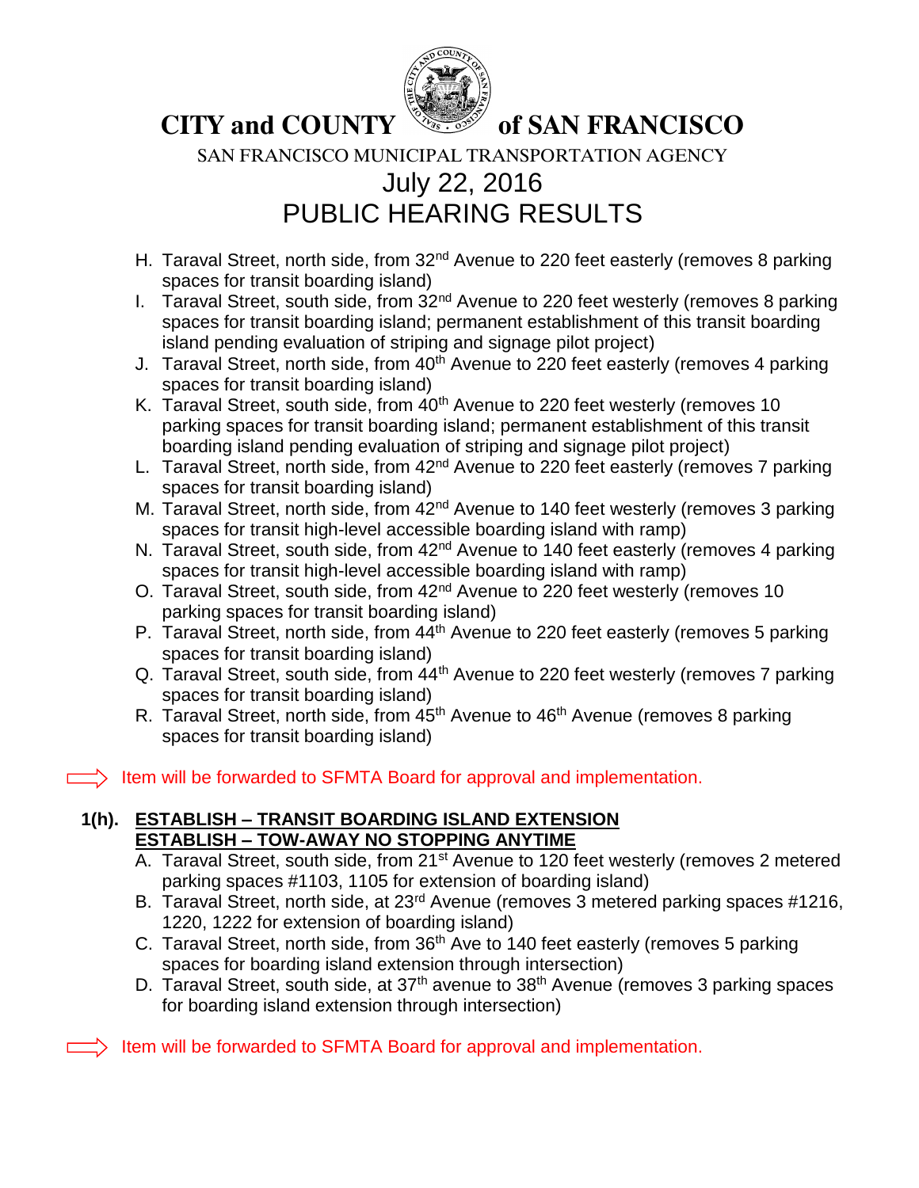H. Taraval Street, north side, from 32nd Avenue to 220 feet easterly (removes 8 parking spaces for transit boarding island)
I. Taraval Street, south side, from 32nd Avenue to 220 feet westerly (removes 8 parking spaces for transit boarding island; permanent establishment of this transit boarding island pending evaluation of striping and signage pilot project)
J. Taraval Street, north side, from 40th Avenue to 220 feet easterly (removes 4 parking spaces for transit boarding island)
K. Taraval Street, south side, from 40th Avenue to 220 feet westerly (removes 10 parking spaces for transit boarding island; permanent establishment of this transit boarding island pending evaluation of striping and signage pilot project)
L. Taraval Street, north side, from 42nd Avenue to 220 feet easterly (removes 7 parking spaces for transit boarding island)
M. Taraval Street, north side, from 42nd Avenue to 140 feet westerly (removes 3 parking spaces for transit high-level accessible boarding island with ramp)
N. Taraval Street, south side, from 42nd Avenue to 140 feet easterly (removes 4 parking spaces for transit high-level accessible boarding island with ramp)
O. Taraval Street, south side, from 42nd Avenue to 220 feet westerly (removes 10 parking spaces for transit boarding island)
P. Taraval Street, north side, from 44th Avenue to 220 feet easterly (removes 5 parking spaces for transit boarding island)
Q. Taraval Street, south side, from 44th Avenue to 220 feet westerly (removes 7 parking spaces for transit boarding island)
R. Taraval Street, north side, from 45th Avenue to 46th Avenue (removes 8 parking spaces for transit boarding island)

⇨ Item will be forwarded to SFMTA Board for approval and implementation.

**1(h).** **ESTABLISH – TRANSIT BOARDING ISLAND EXTENSION**
**ESTABLISH – TOW-AWAY NO STOPPING ANYTIME**

A. Taraval Street, south side, from 21st Avenue to 120 feet westerly (removes 2 metered parking spaces #1103, 1105 for extension of boarding island)
B. Taraval Street, north side, at 23rd Avenue (removes 3 metered parking spaces #1216, 1220, 1222 for extension of boarding island)
C. Taraval Street, north side, from 36th Ave to 140 feet easterly (removes 5 parking spaces for boarding island extension through intersection)
D. Taraval Street, south side, at 37th avenue to 38th Avenue (removes 3 parking spaces for boarding island extension through intersection)

⇨ Item will be forwarded to SFMTA Board for approval and implementation.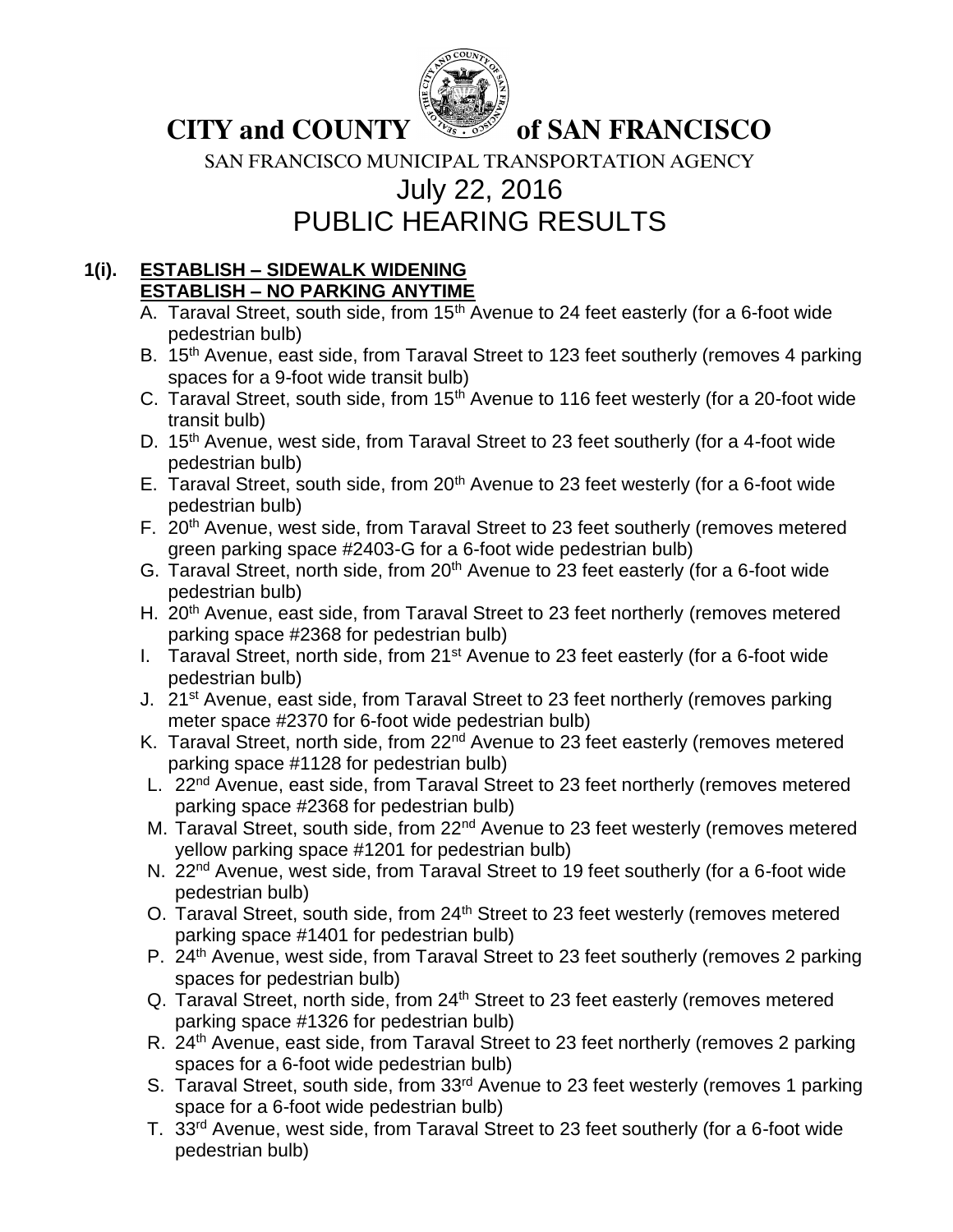# CITY and COUNTY of SAN FRANCISCO

SAN FRANCISCO MUNICIPAL TRANSPORTATION AGENCY

## July 22, 2016
## PUBLIC HEARING RESULTS

**1(i). ESTABLISH – SIDEWALK WIDENING**
**ESTABLISH – NO PARKING ANYTIME**

A. Taraval Street, south side, from 15th Avenue to 24 feet easterly (for a 6-foot wide pedestrian bulb)

B. 15th Avenue, east side, from Taraval Street to 123 feet southerly (removes 4 parking spaces for a 9-foot wide transit bulb)

C. Taraval Street, south side, from 15th Avenue to 116 feet westerly (for a 20-foot wide transit bulb)

D. 15th Avenue, west side, from Taraval Street to 23 feet southerly (for a 4-foot wide pedestrian bulb)

E. Taraval Street, south side, from 20th Avenue to 23 feet westerly (for a 6-foot wide pedestrian bulb)

F. 20th Avenue, west side, from Taraval Street to 23 feet southerly (removes metered green parking space #2403-G for a 6-foot wide pedestrian bulb)

G. Taraval Street, north side, from 20th Avenue to 23 feet easterly (for a 6-foot wide pedestrian bulb)

H. 20th Avenue, east side, from Taraval Street to 23 feet northerly (removes metered parking space #2368 for pedestrian bulb)

I. Taraval Street, north side, from 21st Avenue to 23 feet easterly (for a 6-foot wide pedestrian bulb)

J. 21st Avenue, east side, from Taraval Street to 23 feet northerly (removes parking meter space #2370 for 6-foot wide pedestrian bulb)

K. Taraval Street, north side, from 22nd Avenue to 23 feet easterly (removes metered parking space #1128 for pedestrian bulb)

L. 22nd Avenue, east side, from Taraval Street to 23 feet northerly (removes metered parking space #2368 for pedestrian bulb)

M. Taraval Street, south side, from 22nd Avenue to 23 feet westerly (removes metered yellow parking space #1201 for pedestrian bulb)

N. 22nd Avenue, west side, from Taraval Street to 19 feet southerly (for a 6-foot wide pedestrian bulb)

O. Taraval Street, south side, from 24th Street to 23 feet westerly (removes metered parking space #1401 for pedestrian bulb)

P. 24th Avenue, west side, from Taraval Street to 23 feet southerly (removes 2 parking spaces for pedestrian bulb)

Q. Taraval Street, north side, from 24th Street to 23 feet easterly (removes metered parking space #1326 for pedestrian bulb)

R. 24th Avenue, east side, from Taraval Street to 23 feet northerly (removes 2 parking spaces for a 6-foot wide pedestrian bulb)

S. Taraval Street, south side, from 33rd Avenue to 23 feet westerly (removes 1 parking space for a 6-foot wide pedestrian bulb)

T. 33rd Avenue, west side, from Taraval Street to 23 feet southerly (for a 6-foot wide pedestrian bulb)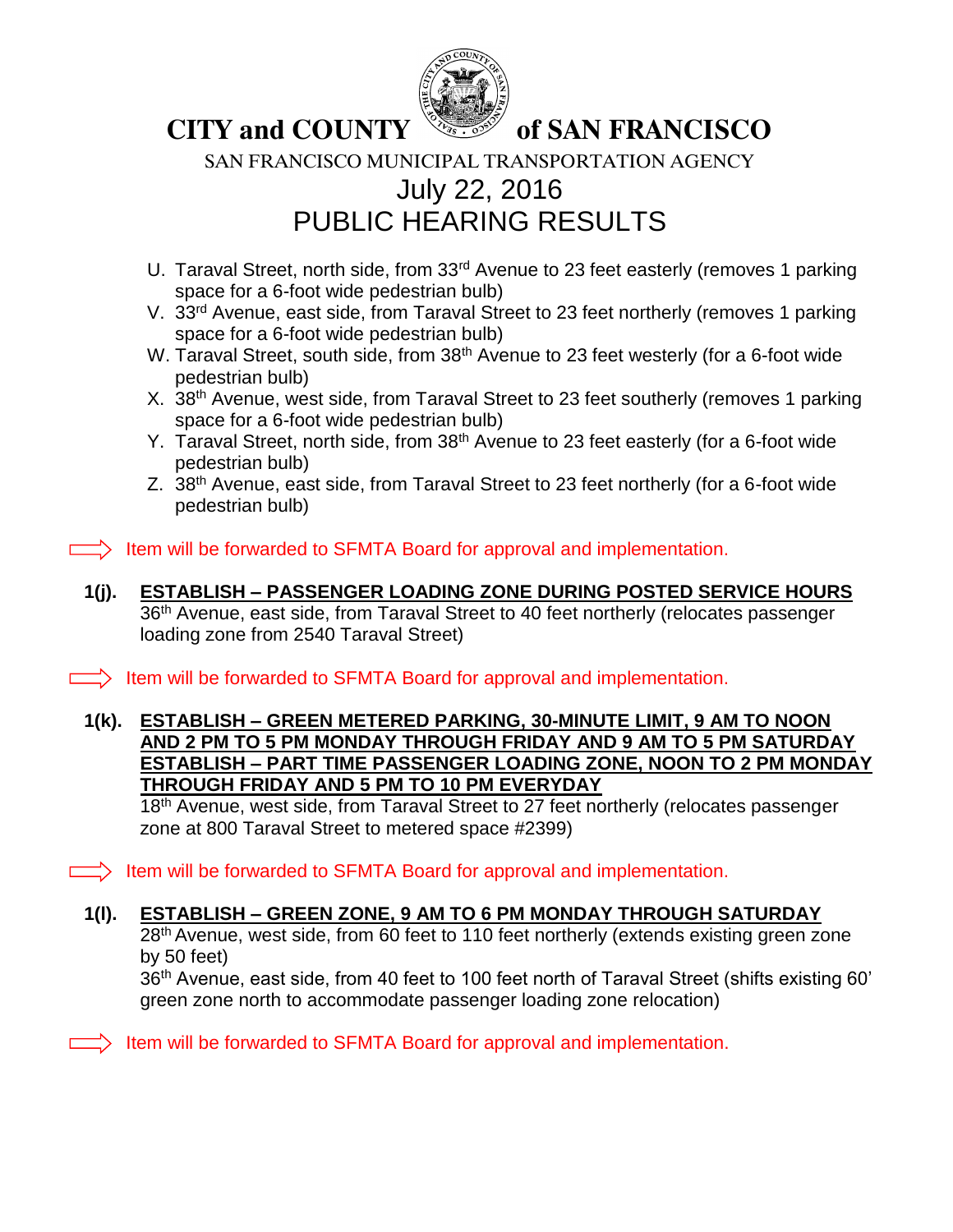# CITY and COUNTY of SAN FRANCISCO

SAN FRANCISCO MUNICIPAL TRANSPORTATION AGENCY

## July 22, 2016
## PUBLIC HEARING RESULTS

U. Taraval Street, north side, from 33rd Avenue to 23 feet easterly (removes 1 parking space for a 6-foot wide pedestrian bulb)
V. 33rd Avenue, east side, from Taraval Street to 23 feet northerly (removes 1 parking space for a 6-foot wide pedestrian bulb)
W. Taraval Street, south side, from 38th Avenue to 23 feet westerly (for a 6-foot wide pedestrian bulb)
X. 38th Avenue, west side, from Taraval Street to 23 feet southerly (removes 1 parking space for a 6-foot wide pedestrian bulb)
Y. Taraval Street, north side, from 38th Avenue to 23 feet easterly (for a 6-foot wide pedestrian bulb)
Z. 38th Avenue, east side, from Taraval Street to 23 feet northerly (for a 6-foot wide pedestrian bulb)

⇒ Item will be forwarded to SFMTA Board for approval and implementation.

**1(j).** **ESTABLISH – PASSENGER LOADING ZONE DURING POSTED SERVICE HOURS**
36th Avenue, east side, from Taraval Street to 40 feet northerly (relocates passenger loading zone from 2540 Taraval Street)

⇒ Item will be forwarded to SFMTA Board for approval and implementation.

**1(k).** **ESTABLISH – GREEN METERED PARKING, 30-MINUTE LIMIT, 9 AM TO NOON AND 2 PM TO 5 PM MONDAY THROUGH FRIDAY AND 9 AM TO 5 PM SATURDAY**
**ESTABLISH – PART TIME PASSENGER LOADING ZONE, NOON TO 2 PM MONDAY THROUGH FRIDAY AND 5 PM TO 10 PM EVERYDAY**
18th Avenue, west side, from Taraval Street to 27 feet northerly (relocates passenger zone at 800 Taraval Street to metered space #2399)

⇒ Item will be forwarded to SFMTA Board for approval and implementation.

**1(l).** **ESTABLISH – GREEN ZONE, 9 AM TO 6 PM MONDAY THROUGH SATURDAY**
28th Avenue, west side, from 60 feet to 110 feet northerly (extends existing green zone by 50 feet)
36th Avenue, east side, from 40 feet to 100 feet north of Taraval Street (shifts existing 60' green zone north to accommodate passenger loading zone relocation)

⇒ Item will be forwarded to SFMTA Board for approval and implementation.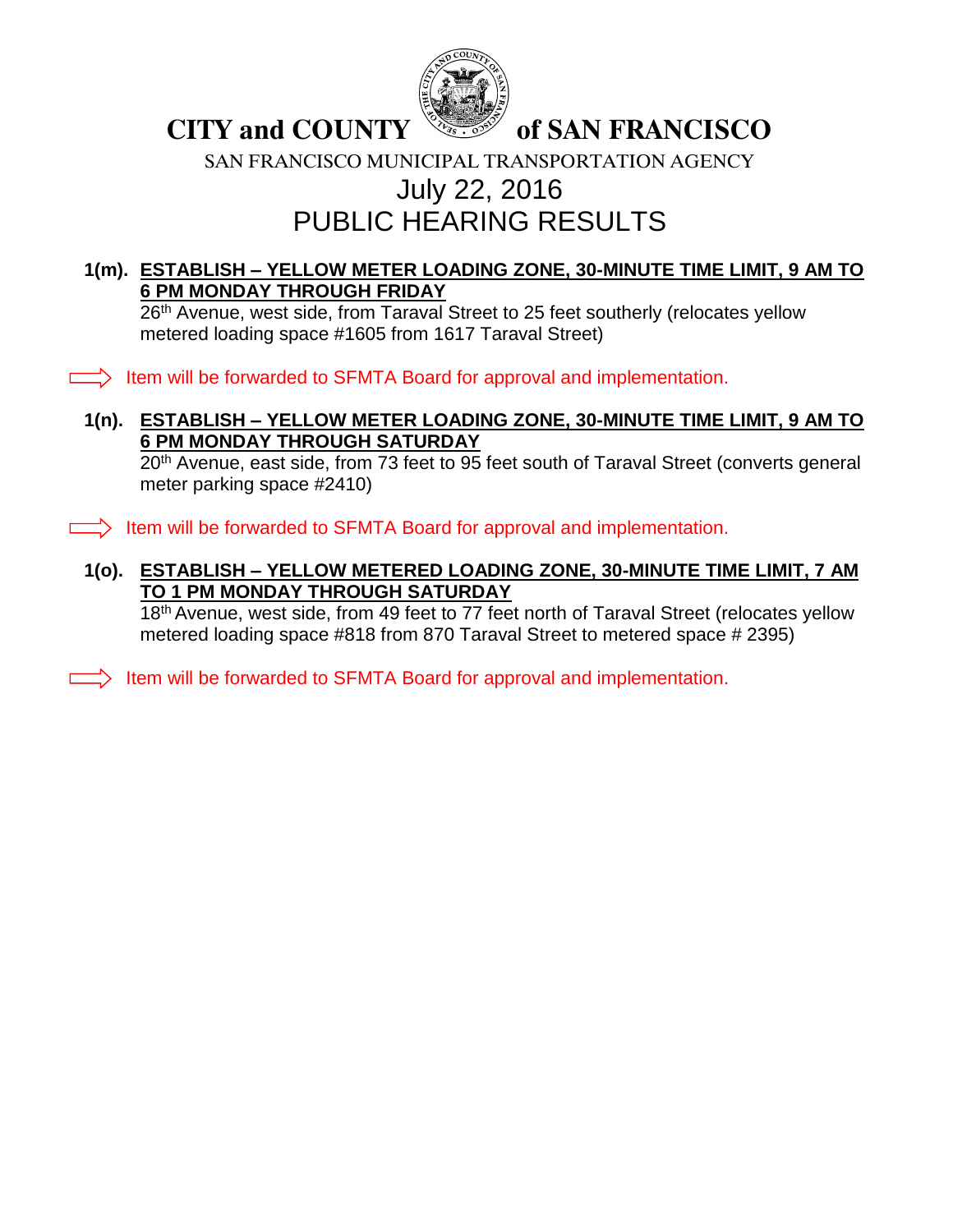# CITY and COUNTY of SAN FRANCISCO

SAN FRANCISCO MUNICIPAL TRANSPORTATION AGENCY

## July 22, 2016

## PUBLIC HEARING RESULTS

**1(m). <u>ESTABLISH – YELLOW METER LOADING ZONE, 30-MINUTE TIME LIMIT, 9 AM TO 6 PM MONDAY THROUGH FRIDAY</u>**

26th Avenue, west side, from Taraval Street to 25 feet southerly (relocates yellow metered loading space #1605 from 1617 Taraval Street)

⇒ Item will be forwarded to SFMTA Board for approval and implementation.

**1(n). <u>ESTABLISH – YELLOW METER LOADING ZONE, 30-MINUTE TIME LIMIT, 9 AM TO 6 PM MONDAY THROUGH SATURDAY</u>**

20th Avenue, east side, from 73 feet to 95 feet south of Taraval Street (converts general meter parking space #2410)

⇒ Item will be forwarded to SFMTA Board for approval and implementation.

**1(o). <u>ESTABLISH – YELLOW METERED LOADING ZONE, 30-MINUTE TIME LIMIT, 7 AM TO 1 PM MONDAY THROUGH SATURDAY</u>**

18th Avenue, west side, from 49 feet to 77 feet north of Taraval Street (relocates yellow metered loading space #818 from 870 Taraval Street to metered space # 2395)

⇒ Item will be forwarded to SFMTA Board for approval and implementation.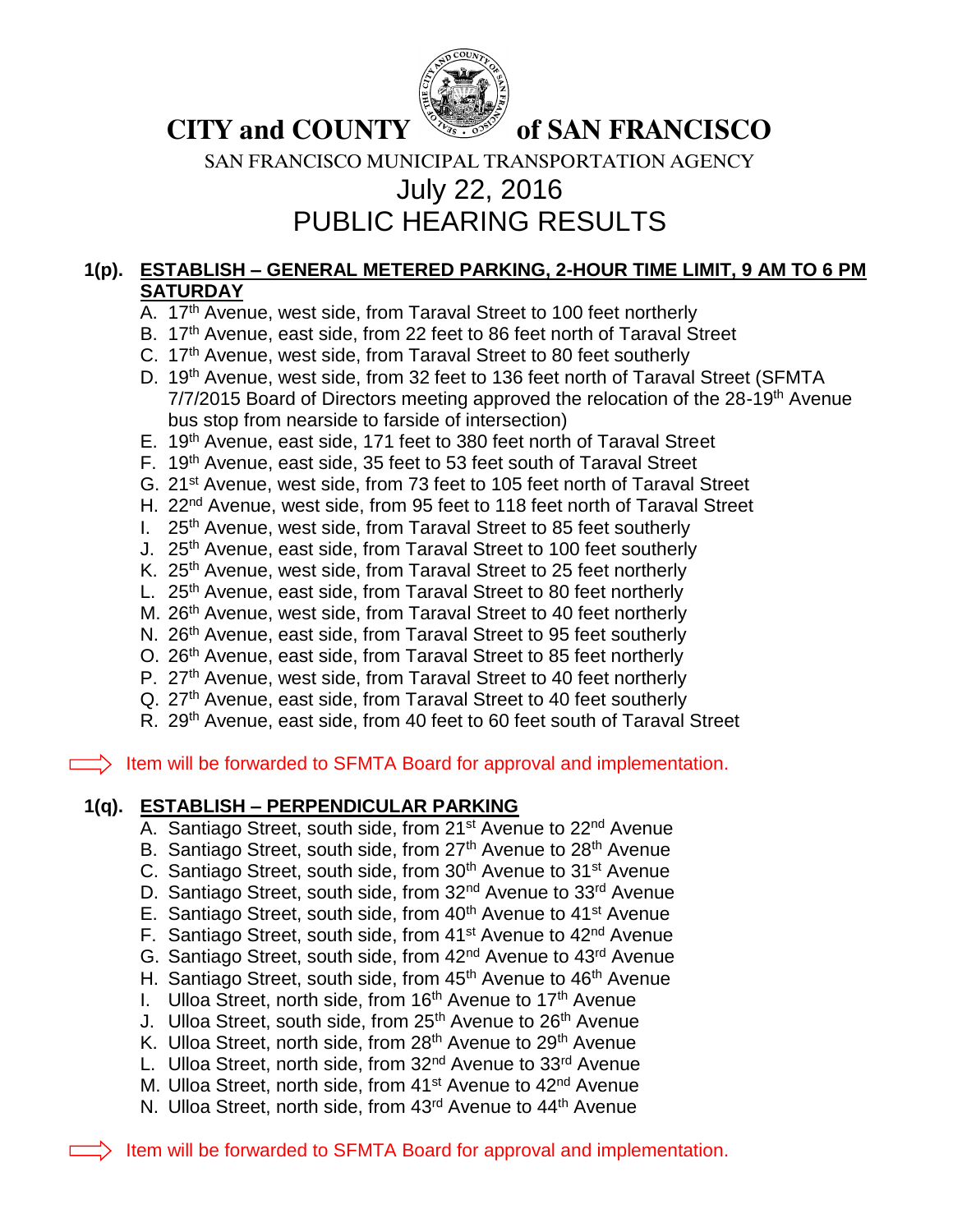**CITY and COUNTY of SAN FRANCISCO**

SAN FRANCISCO MUNICIPAL TRANSPORTATION AGENCY

# July 22, 2016
# PUBLIC HEARING RESULTS

**1(p). <u>ESTABLISH – GENERAL METERED PARKING, 2-HOUR TIME LIMIT, 9 AM TO 6 PM SATURDAY</u>**

A. 17th Avenue, west side, from Taraval Street to 100 feet northerly
B. 17th Avenue, east side, from 22 feet to 86 feet north of Taraval Street
C. 17th Avenue, west side, from Taraval Street to 80 feet southerly
D. 19th Avenue, west side, from 32 feet to 136 feet north of Taraval Street (SFMTA 7/7/2015 Board of Directors meeting approved the relocation of the 28-19th Avenue bus stop from nearside to farside of intersection)
E. 19th Avenue, east side, 171 feet to 380 feet north of Taraval Street
F. 19th Avenue, east side, 35 feet to 53 feet south of Taraval Street
G. 21st Avenue, west side, from 73 feet to 105 feet north of Taraval Street
H. 22nd Avenue, west side, from 95 feet to 118 feet north of Taraval Street
I. 25th Avenue, west side, from Taraval Street to 85 feet southerly
J. 25th Avenue, east side, from Taraval Street to 100 feet southerly
K. 25th Avenue, west side, from Taraval Street to 25 feet northerly
L. 25th Avenue, east side, from Taraval Street to 80 feet northerly
M. 26th Avenue, west side, from Taraval Street to 40 feet northerly
N. 26th Avenue, east side, from Taraval Street to 95 feet southerly
O. 26th Avenue, east side, from Taraval Street to 85 feet northerly
P. 27th Avenue, west side, from Taraval Street to 40 feet northerly
Q. 27th Avenue, east side, from Taraval Street to 40 feet southerly
R. 29th Avenue, east side, from 40 feet to 60 feet south of Taraval Street

⟹ Item will be forwarded to SFMTA Board for approval and implementation.

**1(q). <u>ESTABLISH – PERPENDICULAR PARKING</u>**

A. Santiago Street, south side, from 21st Avenue to 22nd Avenue
B. Santiago Street, south side, from 27th Avenue to 28th Avenue
C. Santiago Street, south side, from 30th Avenue to 31st Avenue
D. Santiago Street, south side, from 32nd Avenue to 33rd Avenue
E. Santiago Street, south side, from 40th Avenue to 41st Avenue
F. Santiago Street, south side, from 41st Avenue to 42nd Avenue
G. Santiago Street, south side, from 42nd Avenue to 43rd Avenue
H. Santiago Street, south side, from 45th Avenue to 46th Avenue
I. Ulloa Street, north side, from 16th Avenue to 17th Avenue
J. Ulloa Street, south side, from 25th Avenue to 26th Avenue
K. Ulloa Street, north side, from 28th Avenue to 29th Avenue
L. Ulloa Street, north side, from 32nd Avenue to 33rd Avenue
M. Ulloa Street, north side, from 41st Avenue to 42nd Avenue
N. Ulloa Street, north side, from 43rd Avenue to 44th Avenue

⟹ Item will be forwarded to SFMTA Board for approval and implementation.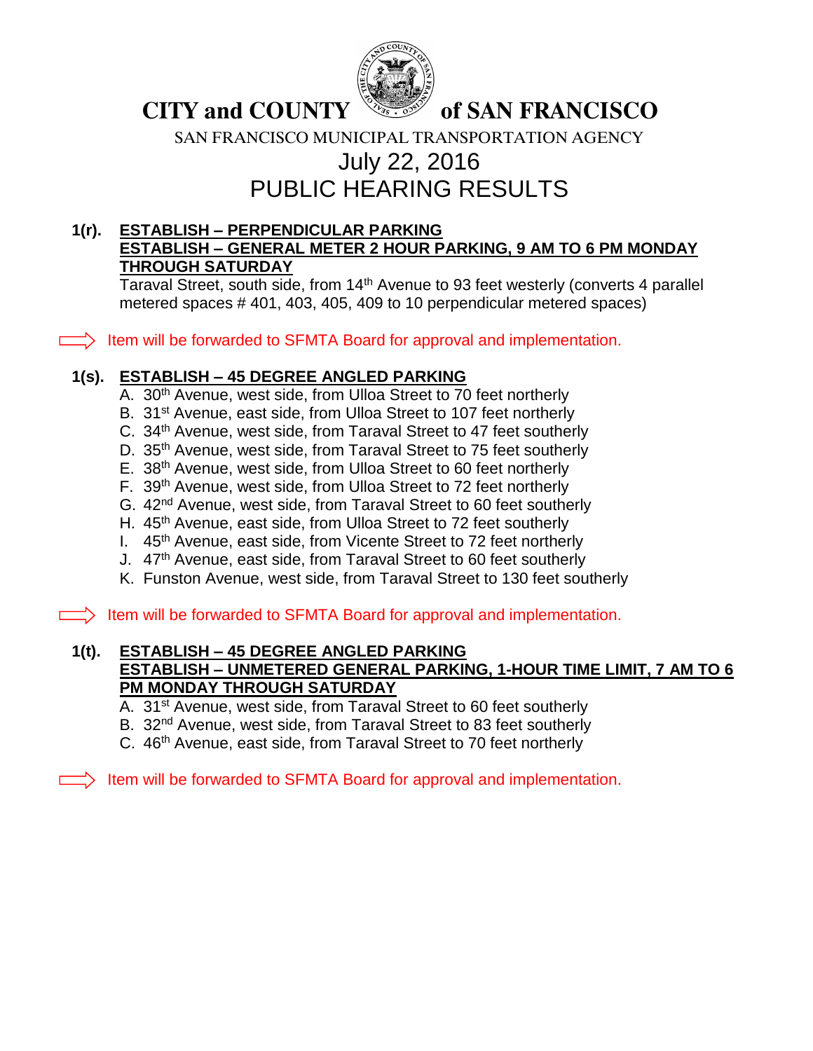# CITY and COUNTY of SAN FRANCISCO

SAN FRANCISCO MUNICIPAL TRANSPORTATION AGENCY

## July 22, 2016
## PUBLIC HEARING RESULTS

**1(r). ESTABLISH – PERPENDICULAR PARKING**
**ESTABLISH – GENERAL METER 2 HOUR PARKING, 9 AM TO 6 PM MONDAY THROUGH SATURDAY**

Taraval Street, south side, from 14th Avenue to 93 feet westerly (converts 4 parallel metered spaces # 401, 403, 405, 409 to 10 perpendicular metered spaces)

⇒ Item will be forwarded to SFMTA Board for approval and implementation.

**1(s). ESTABLISH – 45 DEGREE ANGLED PARKING**

A. 30th Avenue, west side, from Ulloa Street to 70 feet northerly
B. 31st Avenue, east side, from Ulloa Street to 107 feet northerly
C. 34th Avenue, west side, from Taraval Street to 47 feet southerly
D. 35th Avenue, west side, from Taraval Street to 75 feet southerly
E. 38th Avenue, west side, from Ulloa Street to 60 feet northerly
F. 39th Avenue, west side, from Ulloa Street to 72 feet northerly
G. 42nd Avenue, west side, from Taraval Street to 60 feet southerly
H. 45th Avenue, east side, from Ulloa Street to 72 feet southerly
I. 45th Avenue, east side, from Vicente Street to 72 feet northerly
J. 47th Avenue, east side, from Taraval Street to 60 feet southerly
K. Funston Avenue, west side, from Taraval Street to 130 feet southerly

⇒ Item will be forwarded to SFMTA Board for approval and implementation.

**1(t). ESTABLISH – 45 DEGREE ANGLED PARKING**
**ESTABLISH – UNMETERED GENERAL PARKING, 1-HOUR TIME LIMIT, 7 AM TO 6 PM MONDAY THROUGH SATURDAY**

A. 31st Avenue, west side, from Taraval Street to 60 feet southerly
B. 32nd Avenue, west side, from Taraval Street to 83 feet southerly
C. 46th Avenue, east side, from Taraval Street to 70 feet northerly

⇒ Item will be forwarded to SFMTA Board for approval and implementation.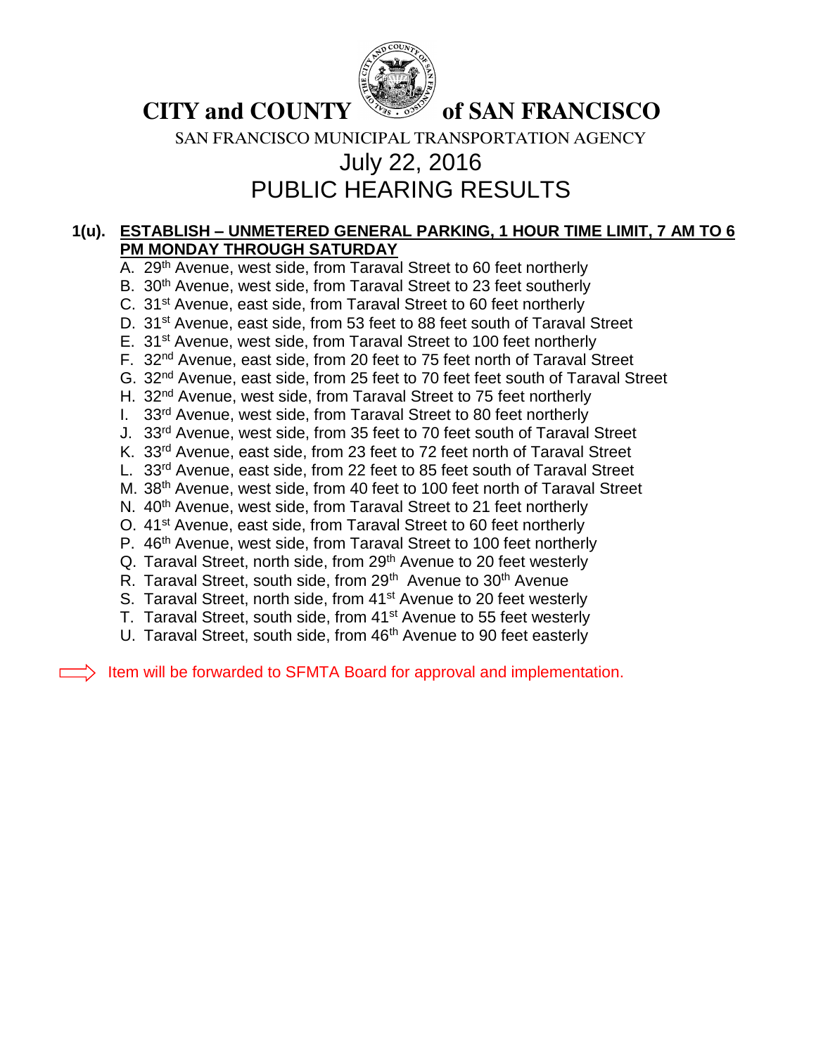**CITY and COUNTY of SAN FRANCISCO**

SAN FRANCISCO MUNICIPAL TRANSPORTATION AGENCY

# July 22, 2016

# PUBLIC HEARING RESULTS

**1(u). ESTABLISH – UNMETERED GENERAL PARKING, 1 HOUR TIME LIMIT, 7 AM TO 6 PM MONDAY THROUGH SATURDAY**

A. 29th Avenue, west side, from Taraval Street to 60 feet northerly
B. 30th Avenue, west side, from Taraval Street to 23 feet southerly
C. 31st Avenue, east side, from Taraval Street to 60 feet northerly
D. 31st Avenue, east side, from 53 feet to 88 feet south of Taraval Street
E. 31st Avenue, west side, from Taraval Street to 100 feet northerly
F. 32nd Avenue, east side, from 20 feet to 75 feet north of Taraval Street
G. 32nd Avenue, east side, from 25 feet to 70 feet feet south of Taraval Street
H. 32nd Avenue, west side, from Taraval Street to 75 feet northerly
I. 33rd Avenue, west side, from Taraval Street to 80 feet northerly
J. 33rd Avenue, west side, from 35 feet to 70 feet south of Taraval Street
K. 33rd Avenue, east side, from 23 feet to 72 feet north of Taraval Street
L. 33rd Avenue, east side, from 22 feet to 85 feet south of Taraval Street
M. 38th Avenue, west side, from 40 feet to 100 feet north of Taraval Street
N. 40th Avenue, west side, from Taraval Street to 21 feet northerly
O. 41st Avenue, east side, from Taraval Street to 60 feet northerly
P. 46th Avenue, west side, from Taraval Street to 100 feet northerly
Q. Taraval Street, north side, from 29th Avenue to 20 feet westerly
R. Taraval Street, south side, from 29th Avenue to 30th Avenue
S. Taraval Street, north side, from 41st Avenue to 20 feet westerly
T. Taraval Street, south side, from 41st Avenue to 55 feet westerly
U. Taraval Street, south side, from 46th Avenue to 90 feet easterly

⇒ Item will be forwarded to SFMTA Board for approval and implementation.